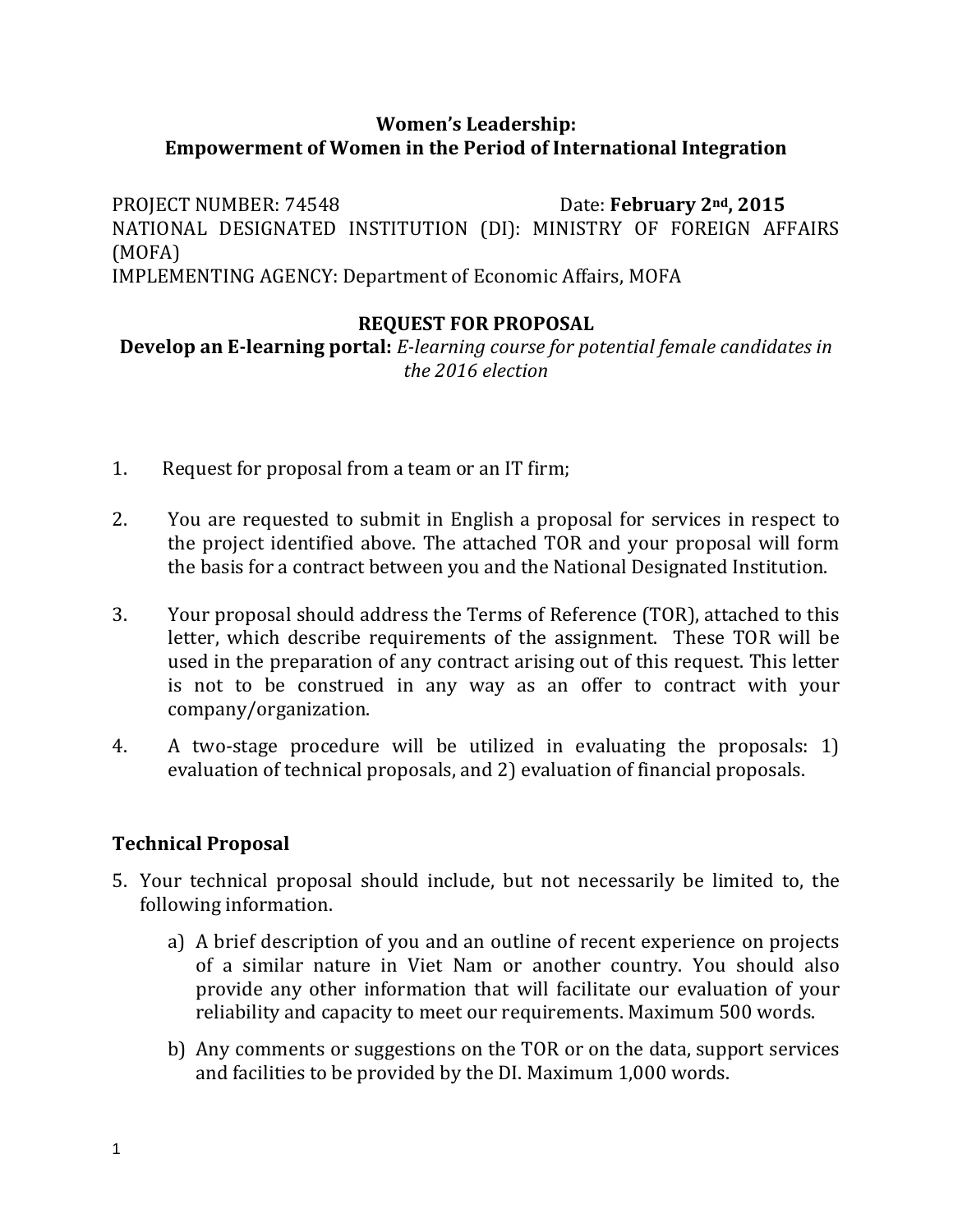# Women's Leadership: Empowerment of Women in the Period of International Integration

PROJECT NUMBER: 74548 Date: **February 2nd, 2015**
NATIONAL DESIGNATED INSTITUTION (DI): MINISTRY OF FOREIGN AFFAIRS (MOFA)
IMPLEMENTING AGENCY: Department of Economic Affairs, MOFA

## REQUEST FOR PROPOSAL

**Develop an E-learning portal:** *E-learning course for potential female candidates in the 2016 election*

1. Request for proposal from a team or an IT firm;

2. You are requested to submit in English a proposal for services in respect to the project identified above. The attached TOR and your proposal will form the basis for a contract between you and the National Designated Institution.

3. Your proposal should address the Terms of Reference (TOR), attached to this letter, which describe requirements of the assignment. These TOR will be used in the preparation of any contract arising out of this request. This letter is not to be construed in any way as an offer to contract with your company/organization.

4. A two-stage procedure will be utilized in evaluating the proposals: 1) evaluation of technical proposals, and 2) evaluation of financial proposals.

### Technical Proposal

5. Your technical proposal should include, but not necessarily be limited to, the following information.

   a) A brief description of you and an outline of recent experience on projects of a similar nature in Viet Nam or another country. You should also provide any other information that will facilitate our evaluation of your reliability and capacity to meet our requirements. Maximum 500 words.

   b) Any comments or suggestions on the TOR or on the data, support services and facilities to be provided by the DI. Maximum 1,000 words.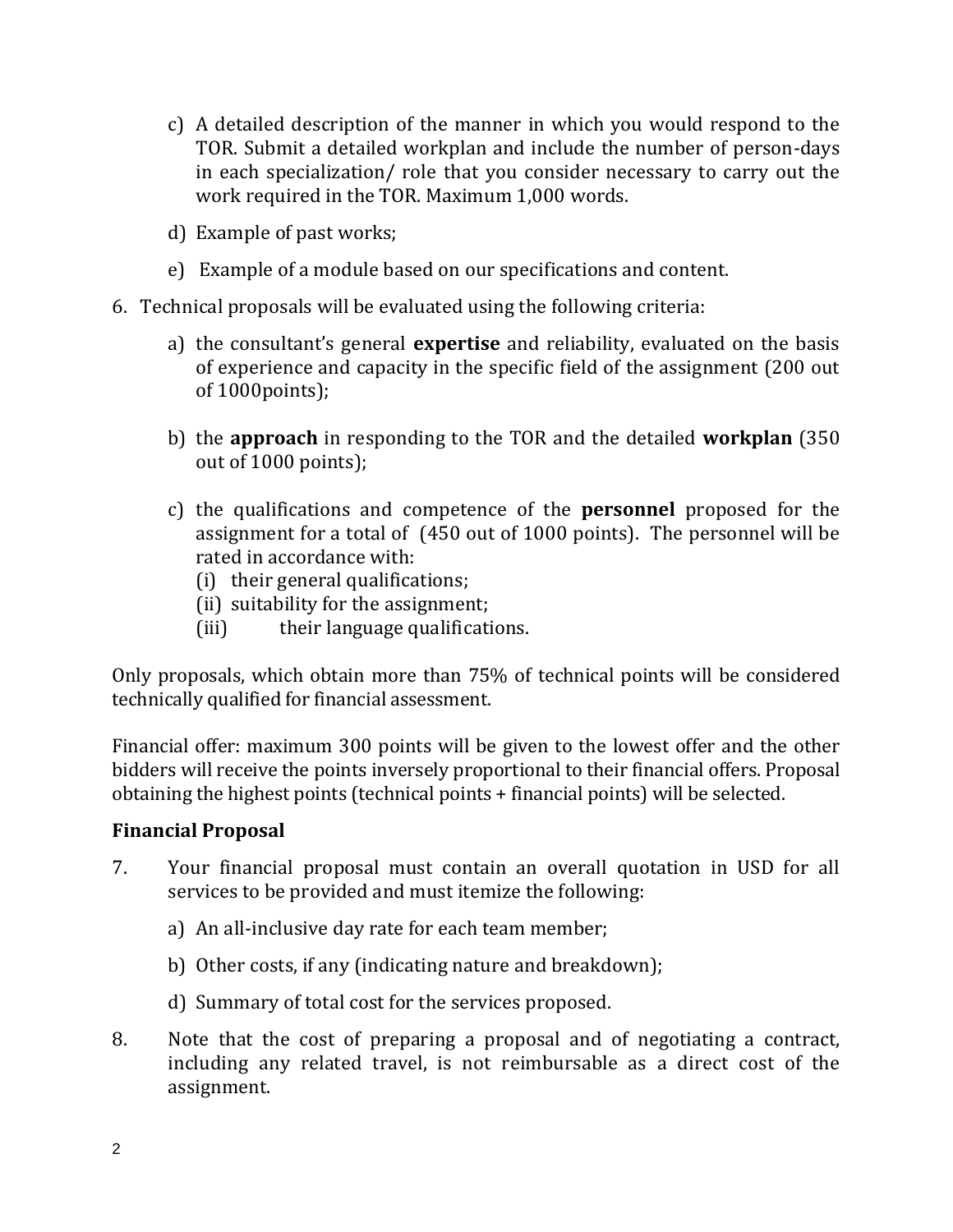c) A detailed description of the manner in which you would respond to the TOR. Submit a detailed workplan and include the number of person-days in each specialization/ role that you consider necessary to carry out the work required in the TOR. Maximum 1,000 words.

d) Example of past works;

e) Example of a module based on our specifications and content.

6. Technical proposals will be evaluated using the following criteria:

   a) the consultant's general **expertise** and reliability, evaluated on the basis of experience and capacity in the specific field of the assignment (200 out of 1000points);

   b) the **approach** in responding to the TOR and the detailed **workplan** (350 out of 1000 points);

   c) the qualifications and competence of the **personnel** proposed for the assignment for a total of (450 out of 1000 points). The personnel will be rated in accordance with:
      (i) their general qualifications;
      (ii) suitability for the assignment;
      (iii) their language qualifications.

Only proposals, which obtain more than 75% of technical points will be considered technically qualified for financial assessment.

Financial offer: maximum 300 points will be given to the lowest offer and the other bidders will receive the points inversely proportional to their financial offers. Proposal obtaining the highest points (technical points + financial points) will be selected.

### Financial Proposal

7. Your financial proposal must contain an overall quotation in USD for all services to be provided and must itemize the following:

   a) An all-inclusive day rate for each team member;

   b) Other costs, if any (indicating nature and breakdown);

   d) Summary of total cost for the services proposed.

8. Note that the cost of preparing a proposal and of negotiating a contract, including any related travel, is not reimbursable as a direct cost of the assignment.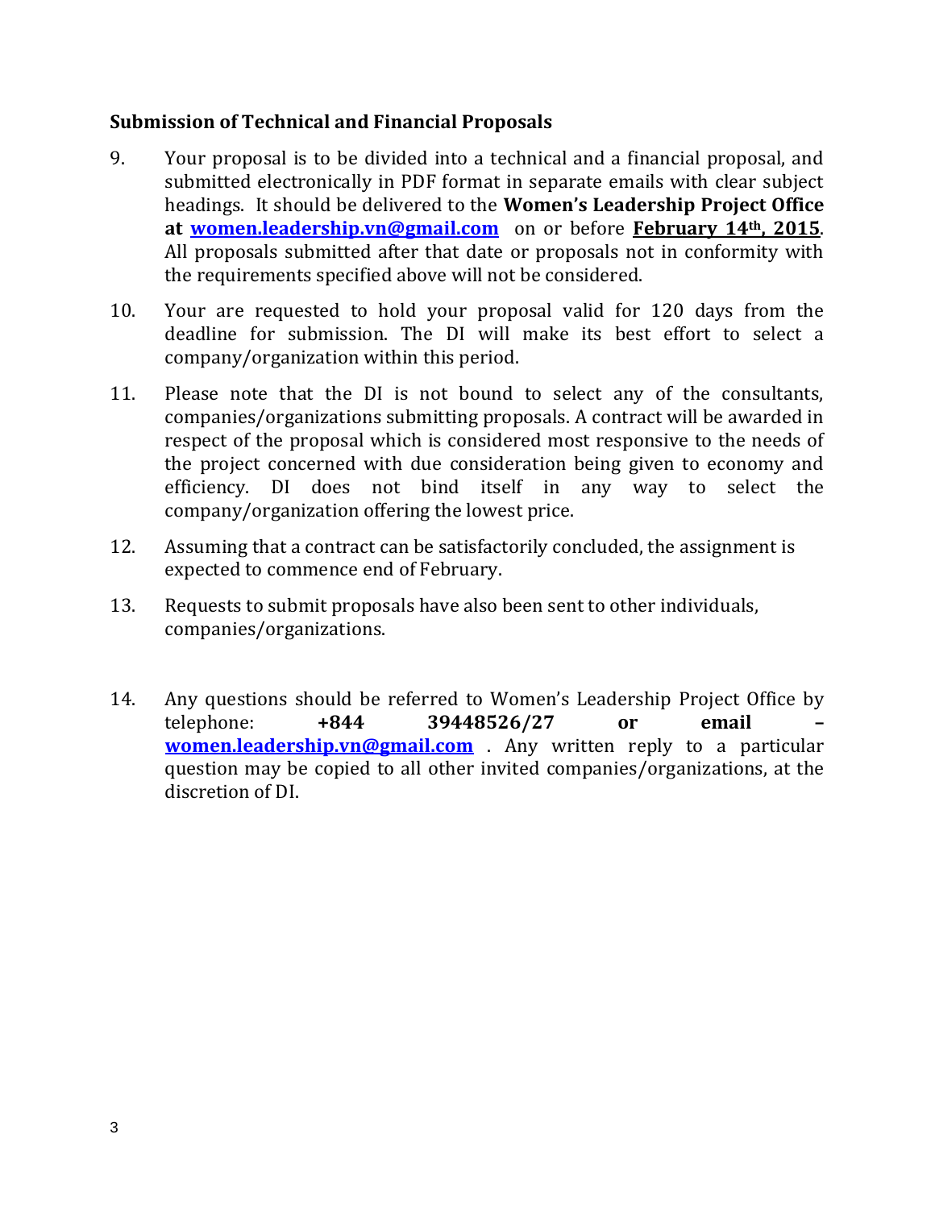### Submission of Technical and Financial Proposals

9. Your proposal is to be divided into a technical and a financial proposal, and submitted electronically in PDF format in separate emails with clear subject headings. It should be delivered to the **Women's Leadership Project Office at women.leadership.vn@gmail.com** on or before **February 14th, 2015**. All proposals submitted after that date or proposals not in conformity with the requirements specified above will not be considered.

10. Your are requested to hold your proposal valid for 120 days from the deadline for submission. The DI will make its best effort to select a company/organization within this period.

11. Please note that the DI is not bound to select any of the consultants, companies/organizations submitting proposals. A contract will be awarded in respect of the proposal which is considered most responsive to the needs of the project concerned with due consideration being given to economy and efficiency. DI does not bind itself in any way to select the company/organization offering the lowest price.

12. Assuming that a contract can be satisfactorily concluded, the assignment is expected to commence end of February.

13. Requests to submit proposals have also been sent to other individuals, companies/organizations.

14. Any questions should be referred to Women's Leadership Project Office by telephone: **+844 39448526/27 or email – women.leadership.vn@gmail.com** . Any written reply to a particular question may be copied to all other invited companies/organizations, at the discretion of DI.